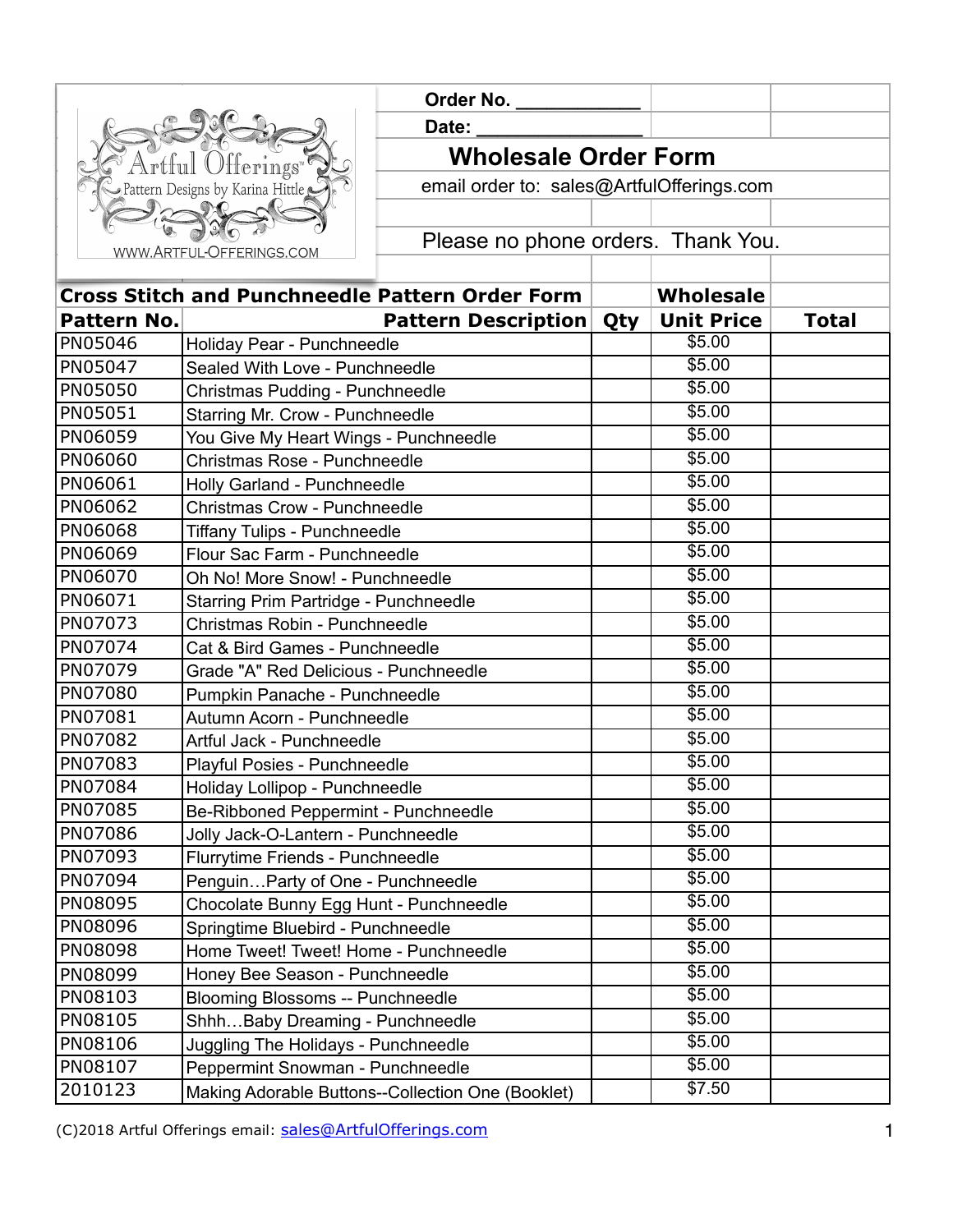Artful Offerings™
Pattern Designs by Karina Hittle
WWW.ARTFUL-OFFERINGS.COM

Order No. ____________

Date: ________________

# Wholesale Order Form

email order to: sales@ArtfulOfferings.com

Please no phone orders. Thank You.

## Cross Stitch and Punchneedle Pattern Order Form

| Pattern No. | Pattern Description | Qty | Wholesale Unit Price | Total |
|---|---|---|---|---|
| PN05046 | Holiday Pear - Punchneedle | | $5.00 | |
| PN05047 | Sealed With Love - Punchneedle | | $5.00 | |
| PN05050 | Christmas Pudding - Punchneedle | | $5.00 | |
| PN05051 | Starring Mr. Crow - Punchneedle | | $5.00 | |
| PN06059 | You Give My Heart Wings - Punchneedle | | $5.00 | |
| PN06060 | Christmas Rose - Punchneedle | | $5.00 | |
| PN06061 | Holly Garland - Punchneedle | | $5.00 | |
| PN06062 | Christmas Crow - Punchneedle | | $5.00 | |
| PN06068 | Tiffany Tulips - Punchneedle | | $5.00 | |
| PN06069 | Flour Sac Farm - Punchneedle | | $5.00 | |
| PN06070 | Oh No! More Snow! - Punchneedle | | $5.00 | |
| PN06071 | Starring Prim Partridge - Punchneedle | | $5.00 | |
| PN07073 | Christmas Robin - Punchneedle | | $5.00 | |
| PN07074 | Cat & Bird Games - Punchneedle | | $5.00 | |
| PN07079 | Grade "A" Red Delicious - Punchneedle | | $5.00 | |
| PN07080 | Pumpkin Panache - Punchneedle | | $5.00 | |
| PN07081 | Autumn Acorn - Punchneedle | | $5.00 | |
| PN07082 | Artful Jack - Punchneedle | | $5.00 | |
| PN07083 | Playful Posies - Punchneedle | | $5.00 | |
| PN07084 | Holiday Lollipop - Punchneedle | | $5.00 | |
| PN07085 | Be-Ribboned Peppermint - Punchneedle | | $5.00 | |
| PN07086 | Jolly Jack-O-Lantern - Punchneedle | | $5.00 | |
| PN07093 | Flurrytime Friends - Punchneedle | | $5.00 | |
| PN07094 | Penguin…Party of One - Punchneedle | | $5.00 | |
| PN08095 | Chocolate Bunny Egg Hunt - Punchneedle | | $5.00 | |
| PN08096 | Springtime Bluebird - Punchneedle | | $5.00 | |
| PN08098 | Home Tweet! Tweet! Home - Punchneedle | | $5.00 | |
| PN08099 | Honey Bee Season - Punchneedle | | $5.00 | |
| PN08103 | Blooming Blossoms -- Punchneedle | | $5.00 | |
| PN08105 | Shhh…Baby Dreaming - Punchneedle | | $5.00 | |
| PN08106 | Juggling The Holidays - Punchneedle | | $5.00 | |
| PN08107 | Peppermint Snowman - Punchneedle | | $5.00 | |
| 2010123 | Making Adorable Buttons--Collection One (Booklet) | | $7.50 | |

(C)2018 Artful Offerings email: sales@ArtfulOfferings.com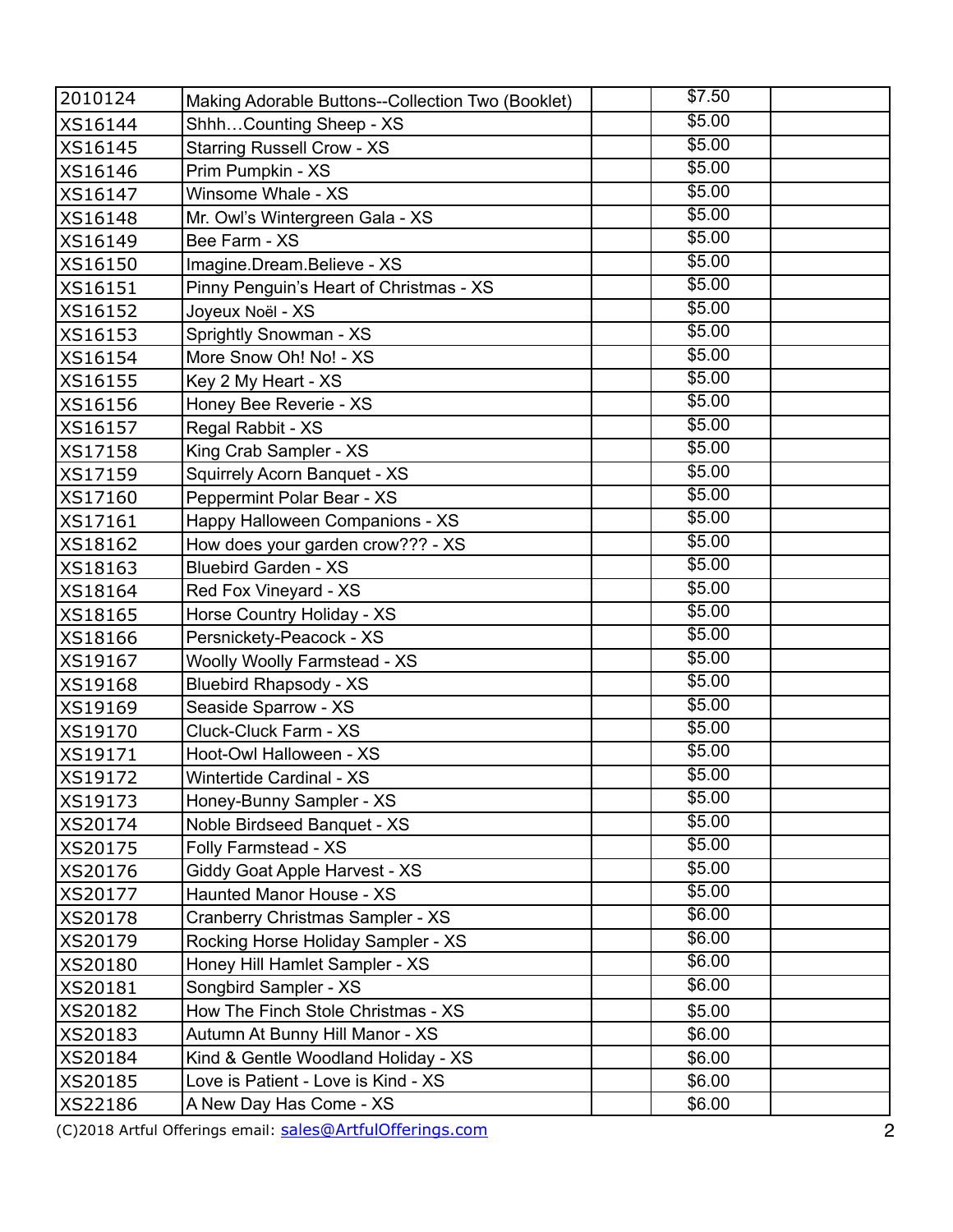| | | | | |
|---|---|---|---|---|
| 2010124 | Making Adorable Buttons--Collection Two (Booklet) | | $7.50 | |
| XS16144 | Shhh…Counting Sheep - XS | | $5.00 | |
| XS16145 | Starring Russell Crow - XS | | $5.00 | |
| XS16146 | Prim Pumpkin - XS | | $5.00 | |
| XS16147 | Winsome Whale - XS | | $5.00 | |
| XS16148 | Mr. Owl's Wintergreen Gala - XS | | $5.00 | |
| XS16149 | Bee Farm - XS | | $5.00 | |
| XS16150 | Imagine.Dream.Believe - XS | | $5.00 | |
| XS16151 | Pinny Penguin's Heart of Christmas - XS | | $5.00 | |
| XS16152 | Joyeux Noël - XS | | $5.00 | |
| XS16153 | Sprightly Snowman - XS | | $5.00 | |
| XS16154 | More Snow Oh! No! - XS | | $5.00 | |
| XS16155 | Key 2 My Heart - XS | | $5.00 | |
| XS16156 | Honey Bee Reverie - XS | | $5.00 | |
| XS16157 | Regal Rabbit - XS | | $5.00 | |
| XS17158 | King Crab Sampler - XS | | $5.00 | |
| XS17159 | Squirrely Acorn Banquet - XS | | $5.00 | |
| XS17160 | Peppermint Polar Bear - XS | | $5.00 | |
| XS17161 | Happy Halloween Companions - XS | | $5.00 | |
| XS18162 | How does your garden crow??? - XS | | $5.00 | |
| XS18163 | Bluebird Garden - XS | | $5.00 | |
| XS18164 | Red Fox Vineyard - XS | | $5.00 | |
| XS18165 | Horse Country Holiday - XS | | $5.00 | |
| XS18166 | Persnickety-Peacock - XS | | $5.00 | |
| XS19167 | Woolly Woolly Farmstead - XS | | $5.00 | |
| XS19168 | Bluebird Rhapsody - XS | | $5.00 | |
| XS19169 | Seaside Sparrow - XS | | $5.00 | |
| XS19170 | Cluck-Cluck Farm - XS | | $5.00 | |
| XS19171 | Hoot-Owl Halloween - XS | | $5.00 | |
| XS19172 | Wintertide Cardinal - XS | | $5.00 | |
| XS19173 | Honey-Bunny Sampler - XS | | $5.00 | |
| XS20174 | Noble Birdseed Banquet - XS | | $5.00 | |
| XS20175 | Folly Farmstead - XS | | $5.00 | |
| XS20176 | Giddy Goat Apple Harvest - XS | | $5.00 | |
| XS20177 | Haunted Manor House - XS | | $5.00 | |
| XS20178 | Cranberry Christmas Sampler - XS | | $6.00 | |
| XS20179 | Rocking Horse Holiday Sampler - XS | | $6.00 | |
| XS20180 | Honey Hill Hamlet Sampler - XS | | $6.00 | |
| XS20181 | Songbird Sampler - XS | | $6.00 | |
| XS20182 | How The Finch Stole Christmas - XS | | $5.00 | |
| XS20183 | Autumn At Bunny Hill Manor - XS | | $6.00 | |
| XS20184 | Kind & Gentle Woodland Holiday - XS | | $6.00 | |
| XS20185 | Love is Patient - Love is Kind - XS | | $6.00 | |
| XS22186 | A New Day Has Come - XS | | $6.00 | |

(C)2018 Artful Offerings email: sales@ArtfulOfferings.com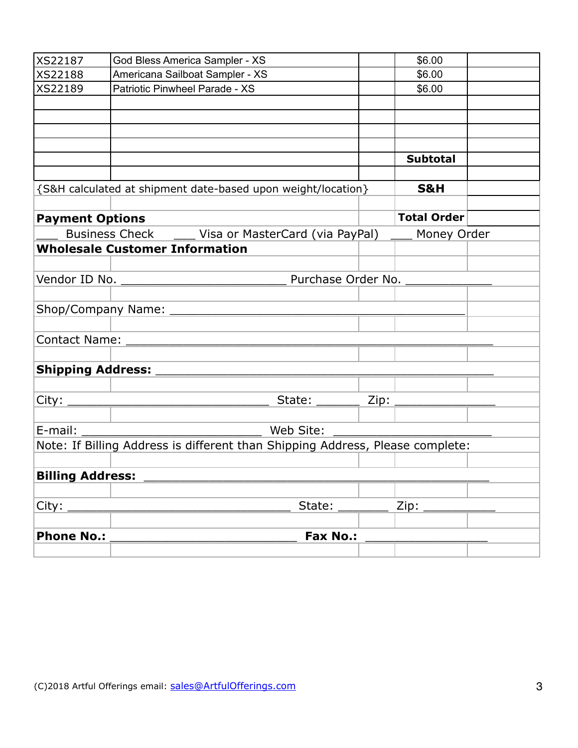| | | | | |
|---|---|---|---|---|
| XS22187 | God Bless America Sampler - XS | | $6.00 | |
| XS22188 | Americana Sailboat Sampler - XS | | $6.00 | |
| XS22189 | Patriotic Pinwheel Parade - XS | | $6.00 | |
| | | | | |
| | | | | |
| | | | | |
| | | | | |
| | | | **Subtotal** | |
| | | | | |
| {S&H calculated at shipment date-based upon weight/location} | | | **S&H** | |
| | | | | |
| **Payment Options** | | | **Total Order** | |

___ Business Check ___ Visa or MasterCard (via PayPal) ___ Money Order

**Wholesale Customer Information**

Vendor ID No. ______________________ Purchase Order No. ___________

Shop/Company Name: _______________________________________

Contact Name: _____________________________________________

**Shipping Address:** ____________________________________________

City: ___________________________ State: ______ Zip: _____________

E-mail: ________________________ Web Site: _____________________

Note: If Billing Address is different than Shipping Address, Please complete:

**Billing Address:** _______________________________________________

City: ______________________________ State: _______ Zip: __________

**Phone No.:** _________________________ **Fax No.:** ________________

(C)2018 Artful Offerings email: sales@ArtfulOfferings.com